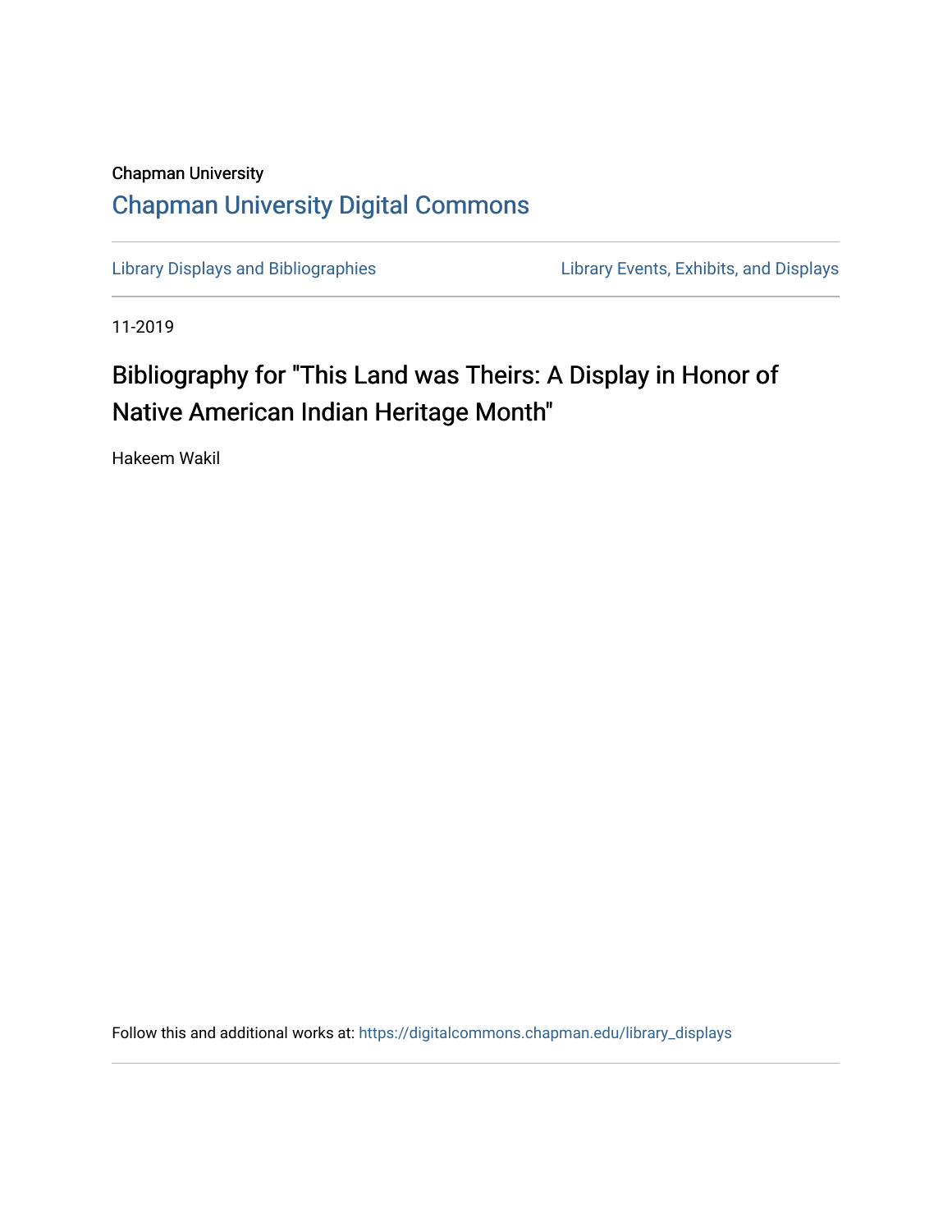Chapman University

# Chapman University Digital Commons

Library Displays and Bibliographies | Library Events, Exhibits, and Displays

11-2019

## Bibliography for "This Land was Theirs: A Display in Honor of Native American Indian Heritage Month"

Hakeem Wakil

Follow this and additional works at: https://digitalcommons.chapman.edu/library_displays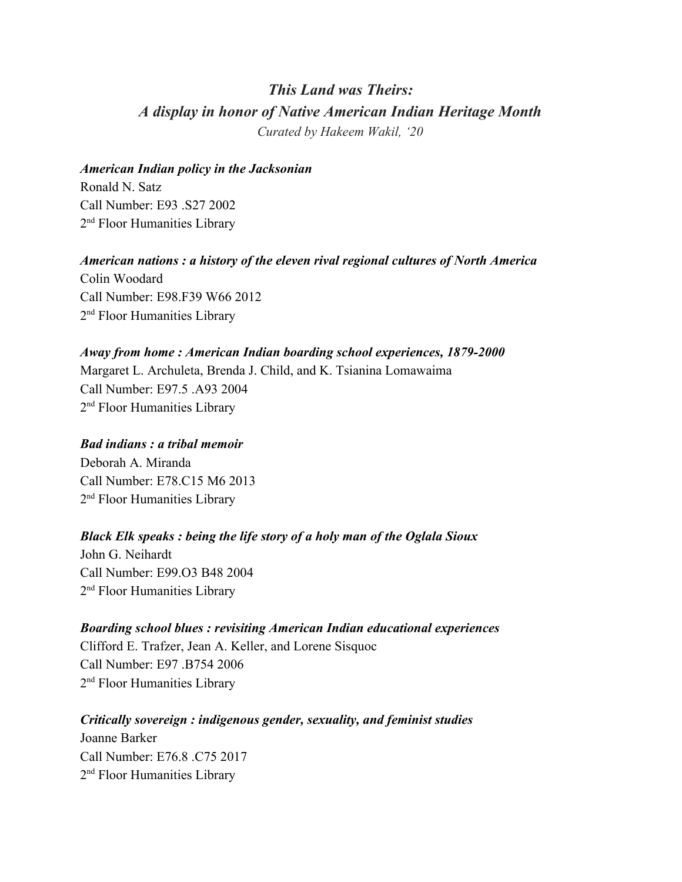## *This Land was Theirs:*
## *A display in honor of Native American Indian Heritage Month*

*Curated by Hakeem Wakil, '20*

***American Indian policy in the Jacksonian***
Ronald N. Satz
Call Number: E93 .S27 2002
2nd Floor Humanities Library

***American nations : a history of the eleven rival regional cultures of North America***
Colin Woodard
Call Number: E98.F39 W66 2012
2nd Floor Humanities Library

***Away from home : American Indian boarding school experiences, 1879-2000***
Margaret L. Archuleta, Brenda J. Child, and K. Tsianina Lomawaima
Call Number: E97.5 .A93 2004
2nd Floor Humanities Library

***Bad indians : a tribal memoir***
Deborah A. Miranda
Call Number: E78.C15 M6 2013
2nd Floor Humanities Library

***Black Elk speaks : being the life story of a holy man of the Oglala Sioux***
John G. Neihardt
Call Number: E99.O3 B48 2004
2nd Floor Humanities Library

***Boarding school blues : revisiting American Indian educational experiences***
Clifford E. Trafzer, Jean A. Keller, and Lorene Sisquoc
Call Number: E97 .B754 2006
2nd Floor Humanities Library

***Critically sovereign : indigenous gender, sexuality, and feminist studies***
Joanne Barker
Call Number: E76.8 .C75 2017
2nd Floor Humanities Library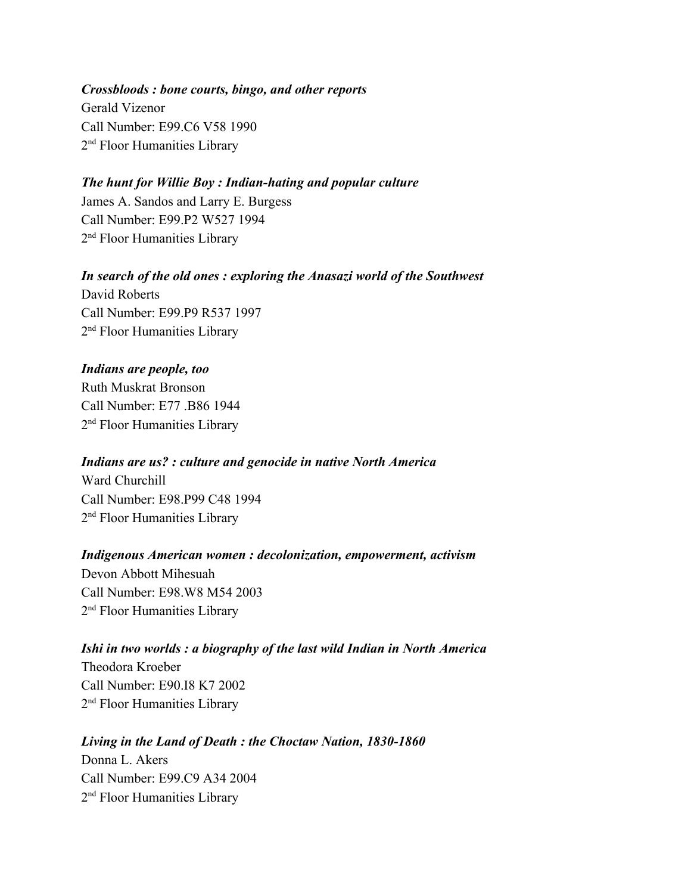***Crossbloods : bone courts, bingo, and other reports***
Gerald Vizenor
Call Number: E99.C6 V58 1990
2nd Floor Humanities Library

***The hunt for Willie Boy : Indian-hating and popular culture***
James A. Sandos and Larry E. Burgess
Call Number: E99.P2 W527 1994
2nd Floor Humanities Library

***In search of the old ones : exploring the Anasazi world of the Southwest***
David Roberts
Call Number: E99.P9 R537 1997
2nd Floor Humanities Library

***Indians are people, too***
Ruth Muskrat Bronson
Call Number: E77 .B86 1944
2nd Floor Humanities Library

***Indians are us? : culture and genocide in native North America***
Ward Churchill
Call Number: E98.P99 C48 1994
2nd Floor Humanities Library

***Indigenous American women : decolonization, empowerment, activism***
Devon Abbott Mihesuah
Call Number: E98.W8 M54 2003
2nd Floor Humanities Library

***Ishi in two worlds : a biography of the last wild Indian in North America***
Theodora Kroeber
Call Number: E90.I8 K7 2002
2nd Floor Humanities Library

***Living in the Land of Death : the Choctaw Nation, 1830-1860***
Donna L. Akers
Call Number: E99.C9 A34 2004
2nd Floor Humanities Library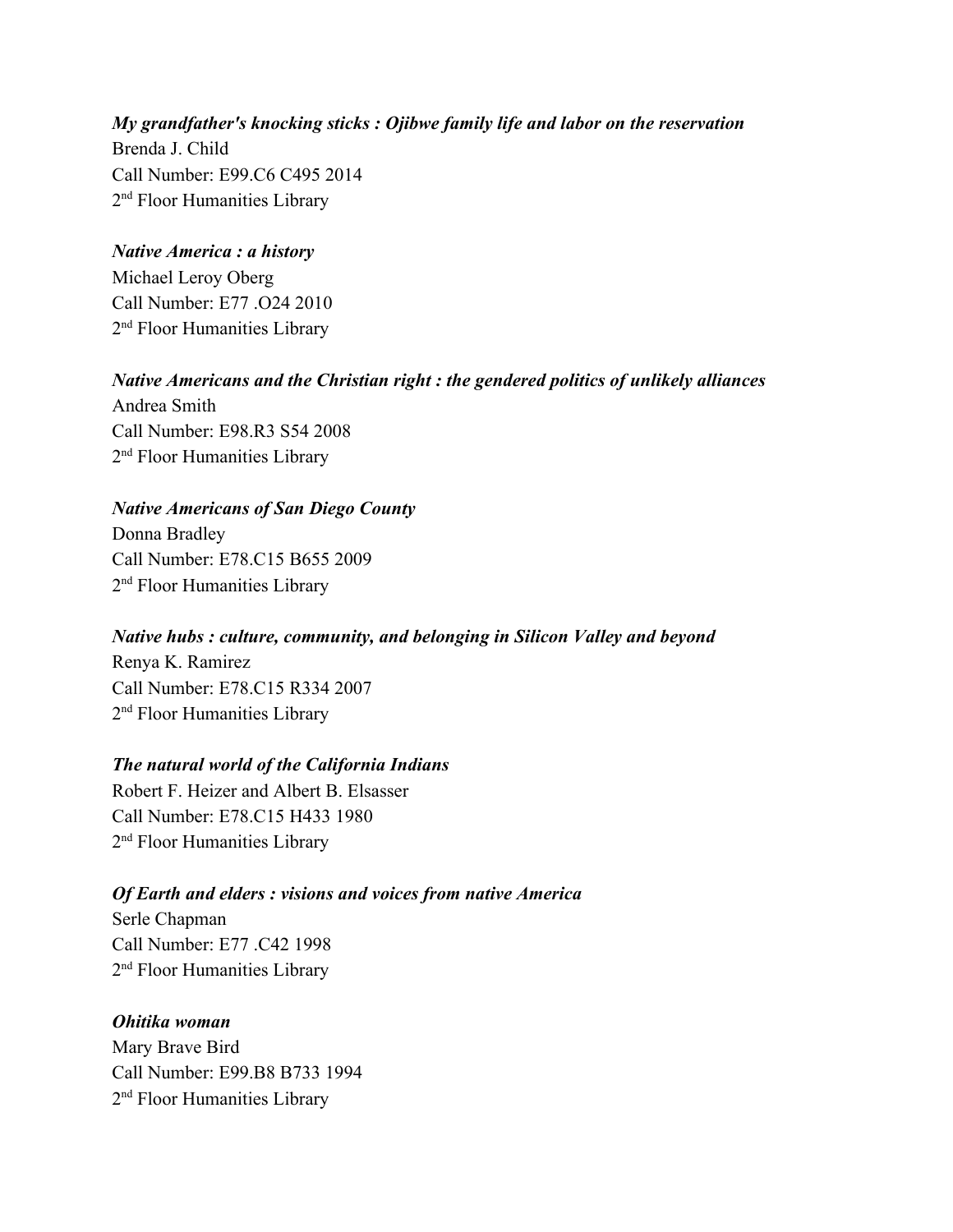***My grandfather's knocking sticks : Ojibwe family life and labor on the reservation***
Brenda J. Child
Call Number: E99.C6 C495 2014
2nd Floor Humanities Library

***Native America : a history***
Michael Leroy Oberg
Call Number: E77 .O24 2010
2nd Floor Humanities Library

***Native Americans and the Christian right : the gendered politics of unlikely alliances***
Andrea Smith
Call Number: E98.R3 S54 2008
2nd Floor Humanities Library

***Native Americans of San Diego County***
Donna Bradley
Call Number: E78.C15 B655 2009
2nd Floor Humanities Library

***Native hubs : culture, community, and belonging in Silicon Valley and beyond***
Renya K. Ramirez
Call Number: E78.C15 R334 2007
2nd Floor Humanities Library

***The natural world of the California Indians***
Robert F. Heizer and Albert B. Elsasser
Call Number: E78.C15 H433 1980
2nd Floor Humanities Library

***Of Earth and elders : visions and voices from native America***
Serle Chapman
Call Number: E77 .C42 1998
2nd Floor Humanities Library

***Ohitika woman***
Mary Brave Bird
Call Number: E99.B8 B733 1994
2nd Floor Humanities Library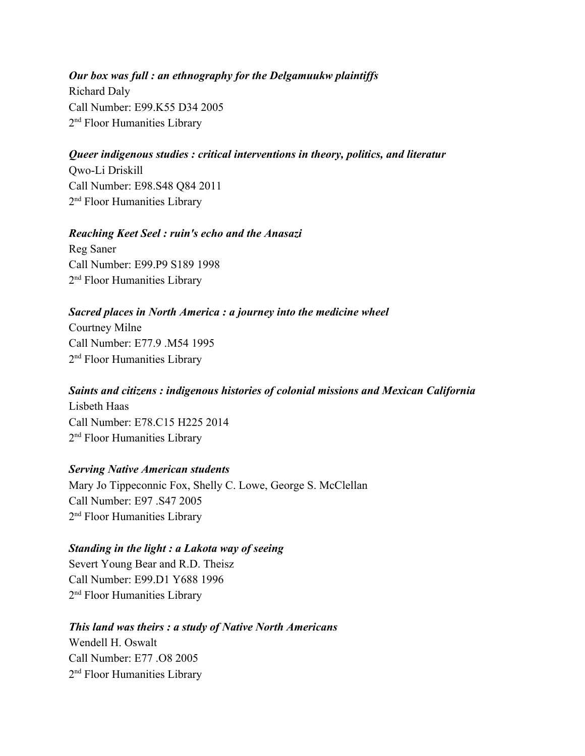***Our box was full : an ethnography for the Delgamuukw plaintiffs***
Richard Daly
Call Number: E99.K55 D34 2005
2nd Floor Humanities Library

***Queer indigenous studies : critical interventions in theory, politics, and literatur***
Qwo-Li Driskill
Call Number: E98.S48 Q84 2011
2nd Floor Humanities Library

***Reaching Keet Seel : ruin's echo and the Anasazi***
Reg Saner
Call Number: E99.P9 S189 1998
2nd Floor Humanities Library

***Sacred places in North America : a journey into the medicine wheel***
Courtney Milne
Call Number: E77.9 .M54 1995
2nd Floor Humanities Library

***Saints and citizens : indigenous histories of colonial missions and Mexican California***
Lisbeth Haas
Call Number: E78.C15 H225 2014
2nd Floor Humanities Library

***Serving Native American students***
Mary Jo Tippeconnic Fox, Shelly C. Lowe, George S. McClellan
Call Number: E97 .S47 2005
2nd Floor Humanities Library

***Standing in the light : a Lakota way of seeing***
Severt Young Bear and R.D. Theisz
Call Number: E99.D1 Y688 1996
2nd Floor Humanities Library

***This land was theirs : a study of Native North Americans***
Wendell H. Oswalt
Call Number: E77 .O8 2005
2nd Floor Humanities Library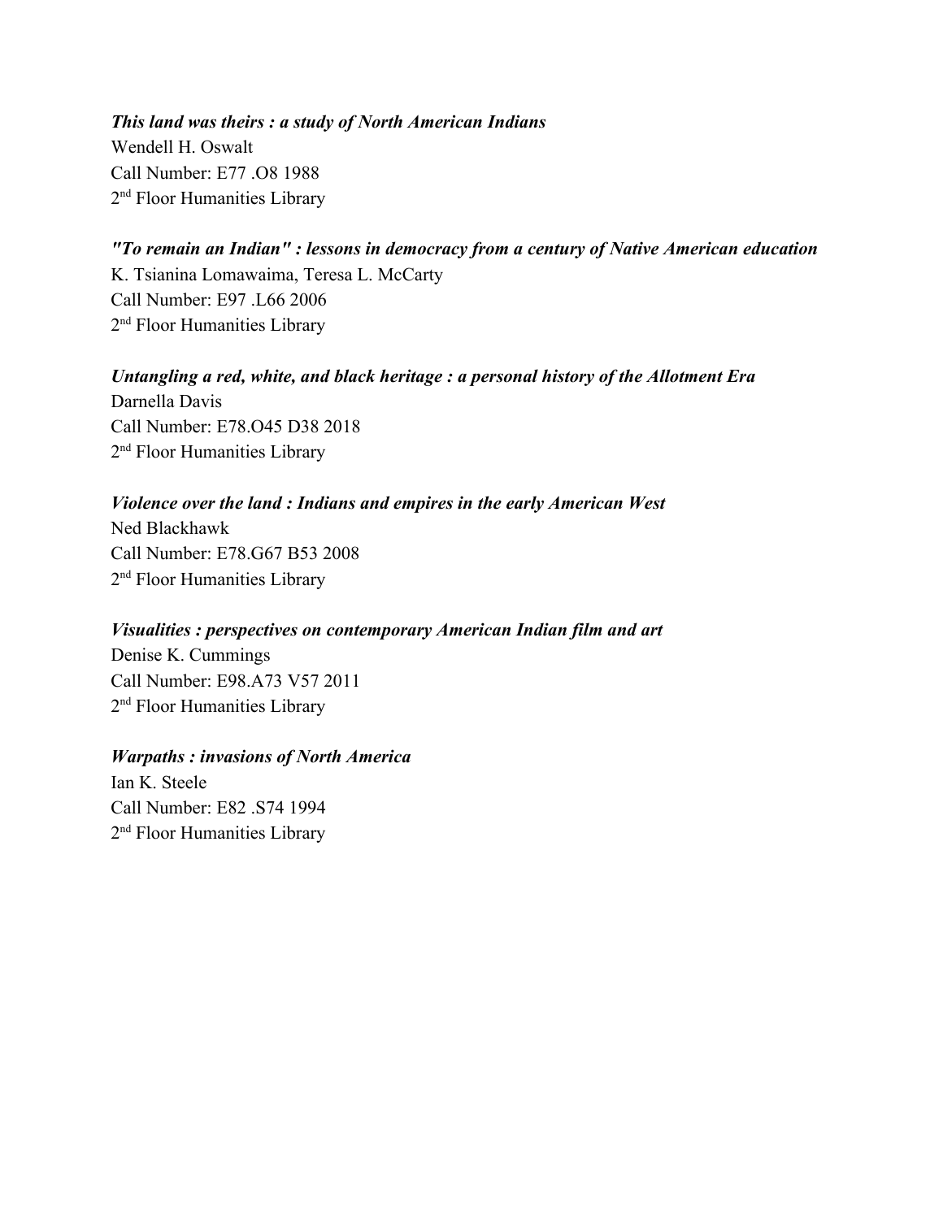***This land was theirs : a study of North American Indians***
Wendell H. Oswalt
Call Number: E77 .O8 1988
2nd Floor Humanities Library

***"To remain an Indian" : lessons in democracy from a century of Native American education***
K. Tsianina Lomawaima, Teresa L. McCarty
Call Number: E97 .L66 2006
2nd Floor Humanities Library

***Untangling a red, white, and black heritage : a personal history of the Allotment Era***
Darnella Davis
Call Number: E78.O45 D38 2018
2nd Floor Humanities Library

***Violence over the land : Indians and empires in the early American West***
Ned Blackhawk
Call Number: E78.G67 B53 2008
2nd Floor Humanities Library

***Visualities : perspectives on contemporary American Indian film and art***
Denise K. Cummings
Call Number: E98.A73 V57 2011
2nd Floor Humanities Library

***Warpaths : invasions of North America***
Ian K. Steele
Call Number: E82 .S74 1994
2nd Floor Humanities Library